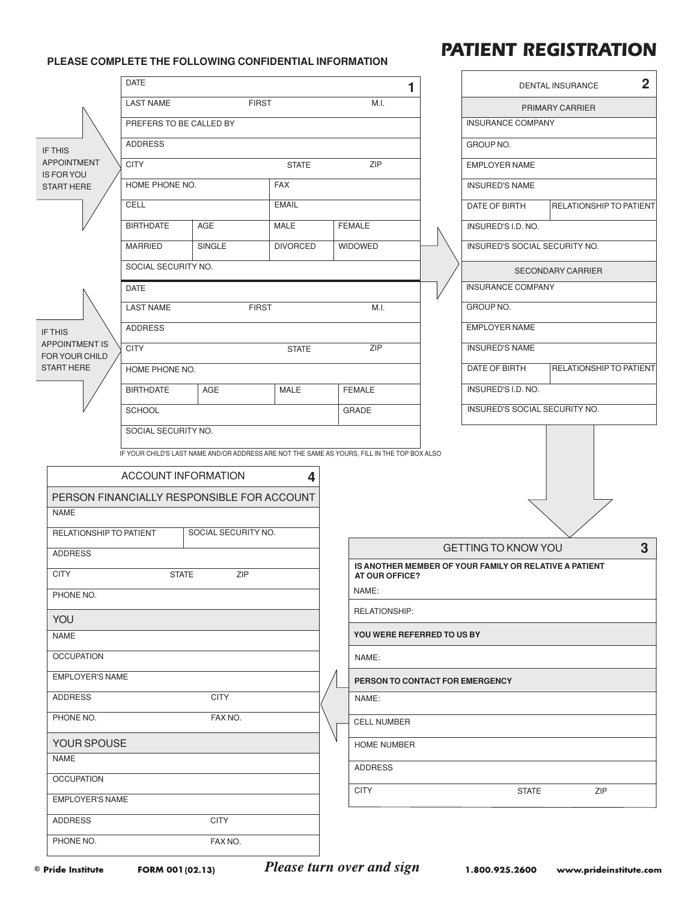# PATIENT REGISTRATION

**PLEASE COMPLETE THE FOLLOWING CONFIDENTIAL INFORMATION**

## 1

IF THIS APPOINTMENT IS FOR YOU START HERE

| DATE | | | |
|---|---|---|---|
| LAST NAME | FIRST | | M.I. |
| PREFERS TO BE CALLED BY | | | |
| ADDRESS | | | |
| CITY | STATE | | ZIP |
| HOME PHONE NO. | | FAX | |
| CELL | | EMAIL | |
| BIRTHDATE | AGE | MALE | FEMALE |
| MARRIED | SINGLE | DIVORCED | WIDOWED |
| SOCIAL SECURITY NO. | | | |

IF THIS APPOINTMENT IS FOR YOUR CHILD START HERE

| DATE | | | |
|---|---|---|---|
| LAST NAME | FIRST | | M.I. |
| ADDRESS | | | |
| CITY | STATE | | ZIP |
| HOME PHONE NO. | | | |
| BIRTHDATE | AGE | MALE | FEMALE |
| SCHOOL | | | GRADE |
| SOCIAL SECURITY NO. | | | |

IF YOUR CHILD'S LAST NAME AND/OR ADDRESS ARE NOT THE SAME AS YOURS, FILL IN THE TOP BOX ALSO

## 2 DENTAL INSURANCE

| PRIMARY CARRIER | |
|---|---|
| INSURANCE COMPANY | |
| GROUP NO. | |
| EMPLOYER NAME | |
| INSURED'S NAME | |
| DATE OF BIRTH | RELATIONSHIP TO PATIENT |
| INSURED'S I.D. NO. | |
| INSURED'S SOCIAL SECURITY NO. | |

| SECONDARY CARRIER | |
|---|---|
| INSURANCE COMPANY | |
| GROUP NO. | |
| EMPLOYER NAME | |
| INSURED'S NAME | |
| DATE OF BIRTH | RELATIONSHIP TO PATIENT |
| INSURED'S I.D. NO. | |
| INSURED'S SOCIAL SECURITY NO. | |

## 3 GETTING TO KNOW YOU

**IS ANOTHER MEMBER OF YOUR FAMILY OR RELATIVE A PATIENT AT OUR OFFICE?**

| NAME: | | |
|---|---|---|
| RELATIONSHIP: | | |
| **YOU WERE REFERRED TO US BY** | | |
| NAME: | | |
| **PERSON TO CONTACT FOR EMERGENCY** | | |
| NAME: | | |
| CELL NUMBER | | |
| HOME NUMBER | | |
| ADDRESS | | |
| CITY | STATE | ZIP |

## 4 ACCOUNT INFORMATION

| PERSON FINANCIALLY RESPONSIBLE FOR ACCOUNT | | |
|---|---|---|
| NAME | | |
| RELATIONSHIP TO PATIENT | SOCIAL SECURITY NO. | |
| ADDRESS | | |
| CITY | STATE | ZIP |
| PHONE NO. | | |

| YOU | |
|---|---|
| NAME | |
| OCCUPATION | |
| EMPLOYER'S NAME | |
| ADDRESS | CITY |
| PHONE NO. | FAX NO. |

| YOUR SPOUSE | |
|---|---|
| NAME | |
| OCCUPATION | |
| EMPLOYER'S NAME | |
| ADDRESS | CITY |
| PHONE NO. | FAX NO. |

© Pride Institute FORM 001 (02.13) *Please turn over and sign* 1.800.925.2600 www.prideinstitute.com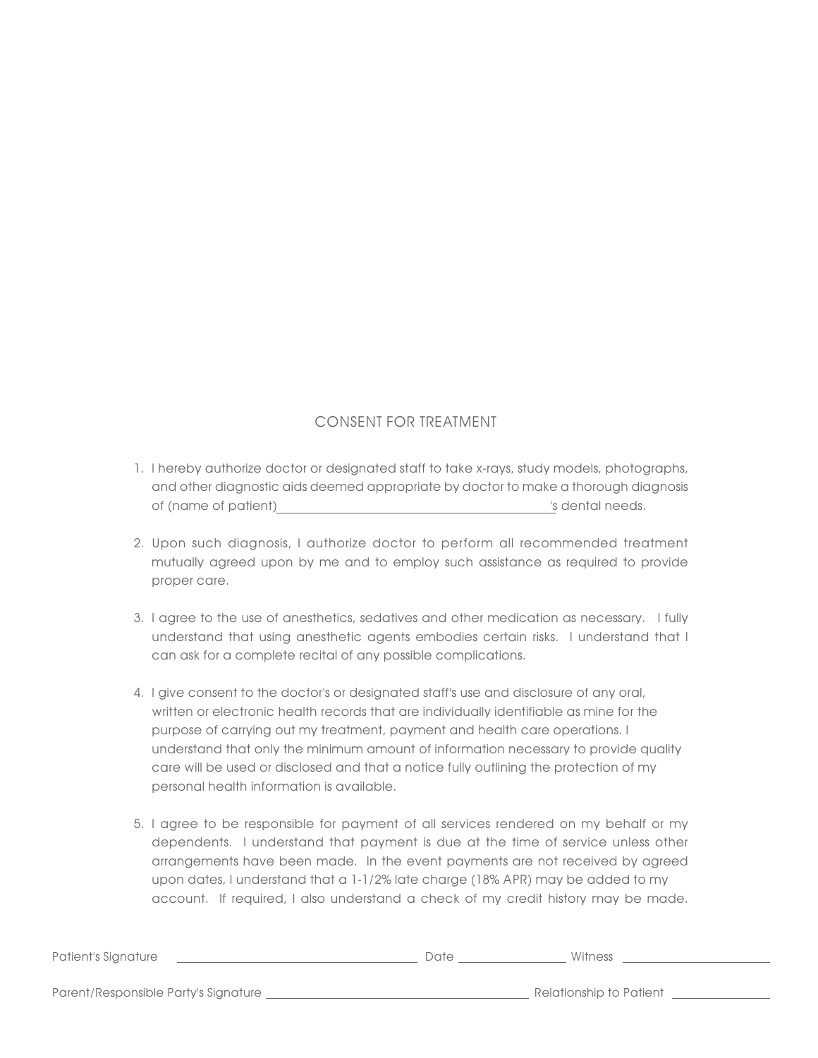## CONSENT FOR TREATMENT

1. I hereby authorize doctor or designated staff to take x-rays, study models, photographs, and other diagnostic aids deemed appropriate by doctor to make a thorough diagnosis of (name of patient)\_\_\_\_\_\_\_\_\_\_\_\_\_\_\_\_\_\_\_\_\_\_\_\_\_\_\_\_\_\_\_\_\_\_\_\_\_\_\_\_'s dental needs.

2. Upon such diagnosis, I authorize doctor to perform all recommended treatment mutually agreed upon by me and to employ such assistance as required to provide proper care.

3. I agree to the use of anesthetics, sedatives and other medication as necessary. I fully understand that using anesthetic agents embodies certain risks. I understand that I can ask for a complete recital of any possible complications.

4. I give consent to the doctor's or designated staff's use and disclosure of any oral, written or electronic health records that are individually identifiable as mine for the purpose of carrying out my treatment, payment and health care operations. I understand that only the minimum amount of information necessary to provide quality care will be used or disclosed and that a notice fully outlining the protection of my personal health information is available.

5. I agree to be responsible for payment of all services rendered on my behalf or my dependents. I understand that payment is due at the time of service unless other arrangements have been made. In the event payments are not received by agreed upon dates, I understand that a 1-1/2% late charge (18% APR) may be added to my account. If required, I also understand a check of my credit history may be made.

Patient's Signature \_\_\_\_\_\_\_\_\_\_\_\_\_\_\_\_\_\_\_\_\_\_\_\_\_\_\_\_\_\_\_\_ Date \_\_\_\_\_\_\_\_\_\_\_\_\_\_ Witness \_\_\_\_\_\_\_\_\_\_\_\_\_\_\_\_\_\_\_\_\_\_

Parent/Responsible Party's Signature \_\_\_\_\_\_\_\_\_\_\_\_\_\_\_\_\_\_\_\_\_\_\_\_\_\_\_\_\_\_\_\_\_\_\_\_\_\_\_\_ Relationship to Patient \_\_\_\_\_\_\_\_\_\_\_\_\_\_\_